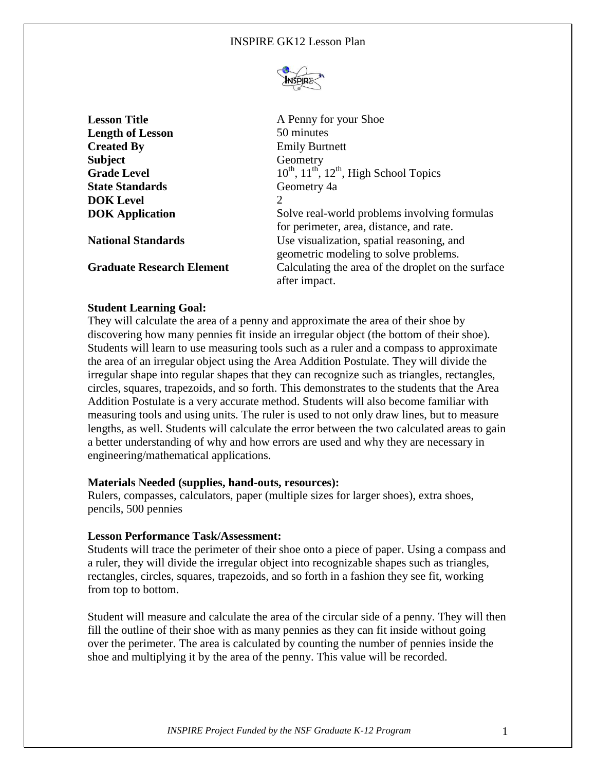# INSPIRE GK12 Lesson Plan

| | |
|---|---|
| **Lesson Title** | A Penny for your Shoe |
| **Length of Lesson** | 50 minutes |
| **Created By** | Emily Burtnett |
| **Subject** | Geometry |
| **Grade Level** | 10th, 11th, 12th, High School Topics |
| **State Standards** | Geometry 4a |
| **DOK Level** | 2 |
| **DOK Application** | Solve real-world problems involving formulas for perimeter, area, distance, and rate. |
| **National Standards** | Use visualization, spatial reasoning, and geometric modeling to solve problems. |
| **Graduate Research Element** | Calculating the area of the droplet on the surface after impact. |

**Student Learning Goal:**

They will calculate the area of a penny and approximate the area of their shoe by discovering how many pennies fit inside an irregular object (the bottom of their shoe). Students will learn to use measuring tools such as a ruler and a compass to approximate the area of an irregular object using the Area Addition Postulate. They will divide the irregular shape into regular shapes that they can recognize such as triangles, rectangles, circles, squares, trapezoids, and so forth. This demonstrates to the students that the Area Addition Postulate is a very accurate method. Students will also become familiar with measuring tools and using units. The ruler is used to not only draw lines, but to measure lengths, as well. Students will calculate the error between the two calculated areas to gain a better understanding of why and how errors are used and why they are necessary in engineering/mathematical applications.

**Materials Needed (supplies, hand-outs, resources):**

Rulers, compasses, calculators, paper (multiple sizes for larger shoes), extra shoes, pencils, 500 pennies

**Lesson Performance Task/Assessment:**

Students will trace the perimeter of their shoe onto a piece of paper. Using a compass and a ruler, they will divide the irregular object into recognizable shapes such as triangles, rectangles, circles, squares, trapezoids, and so forth in a fashion they see fit, working from top to bottom.

Student will measure and calculate the area of the circular side of a penny. They will then fill the outline of their shoe with as many pennies as they can fit inside without going over the perimeter. The area is calculated by counting the number of pennies inside the shoe and multiplying it by the area of the penny. This value will be recorded.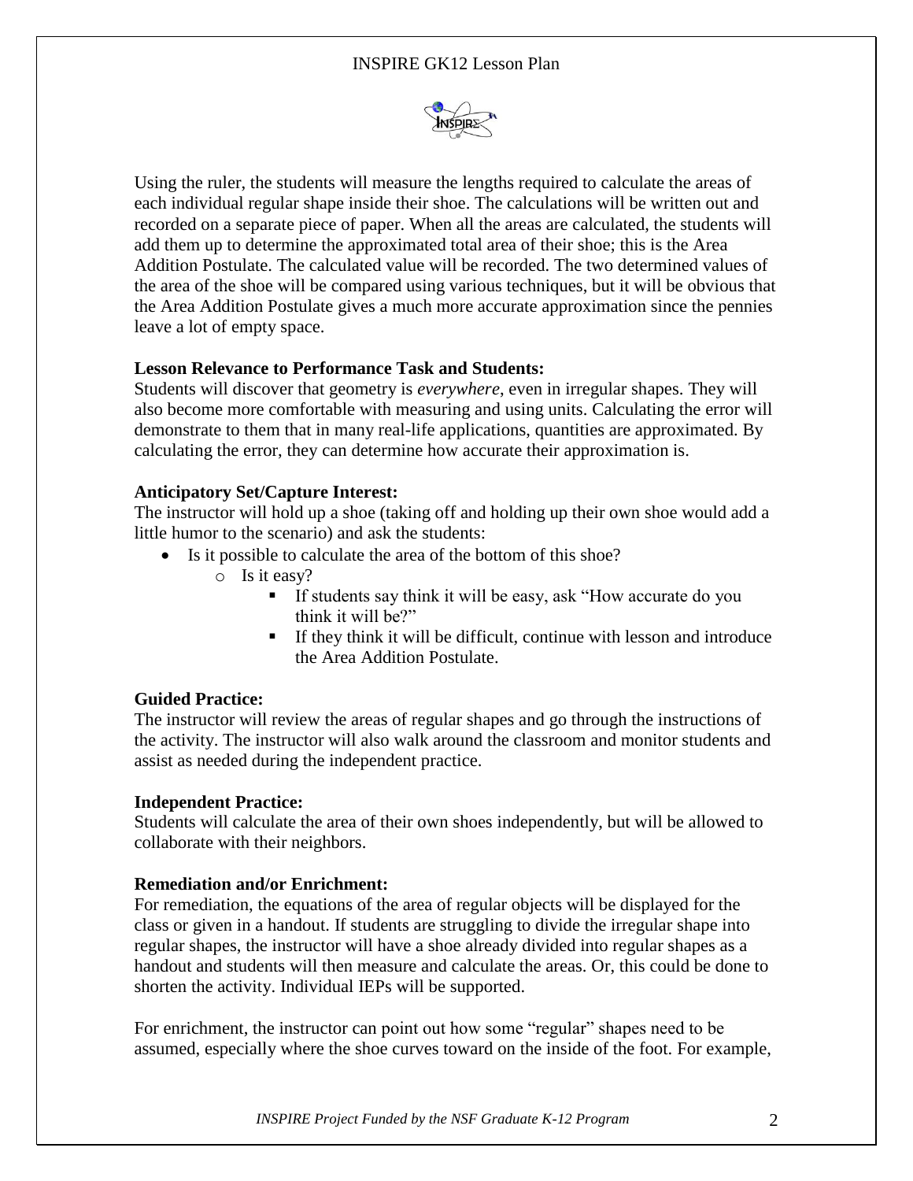Using the ruler, the students will measure the lengths required to calculate the areas of each individual regular shape inside their shoe. The calculations will be written out and recorded on a separate piece of paper. When all the areas are calculated, the students will add them up to determine the approximated total area of their shoe; this is the Area Addition Postulate. The calculated value will be recorded. The two determined values of the area of the shoe will be compared using various techniques, but it will be obvious that the Area Addition Postulate gives a much more accurate approximation since the pennies leave a lot of empty space.

**Lesson Relevance to Performance Task and Students:**
Students will discover that geometry is *everywhere*, even in irregular shapes. They will also become more comfortable with measuring and using units. Calculating the error will demonstrate to them that in many real-life applications, quantities are approximated. By calculating the error, they can determine how accurate their approximation is.

**Anticipatory Set/Capture Interest:**
The instructor will hold up a shoe (taking off and holding up their own shoe would add a little humor to the scenario) and ask the students:

- Is it possible to calculate the area of the bottom of this shoe?
  - Is it easy?
    - If students say think it will be easy, ask "How accurate do you think it will be?"
    - If they think it will be difficult, continue with lesson and introduce the Area Addition Postulate.

**Guided Practice:**
The instructor will review the areas of regular shapes and go through the instructions of the activity. The instructor will also walk around the classroom and monitor students and assist as needed during the independent practice.

**Independent Practice:**
Students will calculate the area of their own shoes independently, but will be allowed to collaborate with their neighbors.

**Remediation and/or Enrichment:**
For remediation, the equations of the area of regular objects will be displayed for the class or given in a handout. If students are struggling to divide the irregular shape into regular shapes, the instructor will have a shoe already divided into regular shapes as a handout and students will then measure and calculate the areas. Or, this could be done to shorten the activity. Individual IEPs will be supported.

For enrichment, the instructor can point out how some "regular" shapes need to be assumed, especially where the shoe curves toward on the inside of the foot. For example,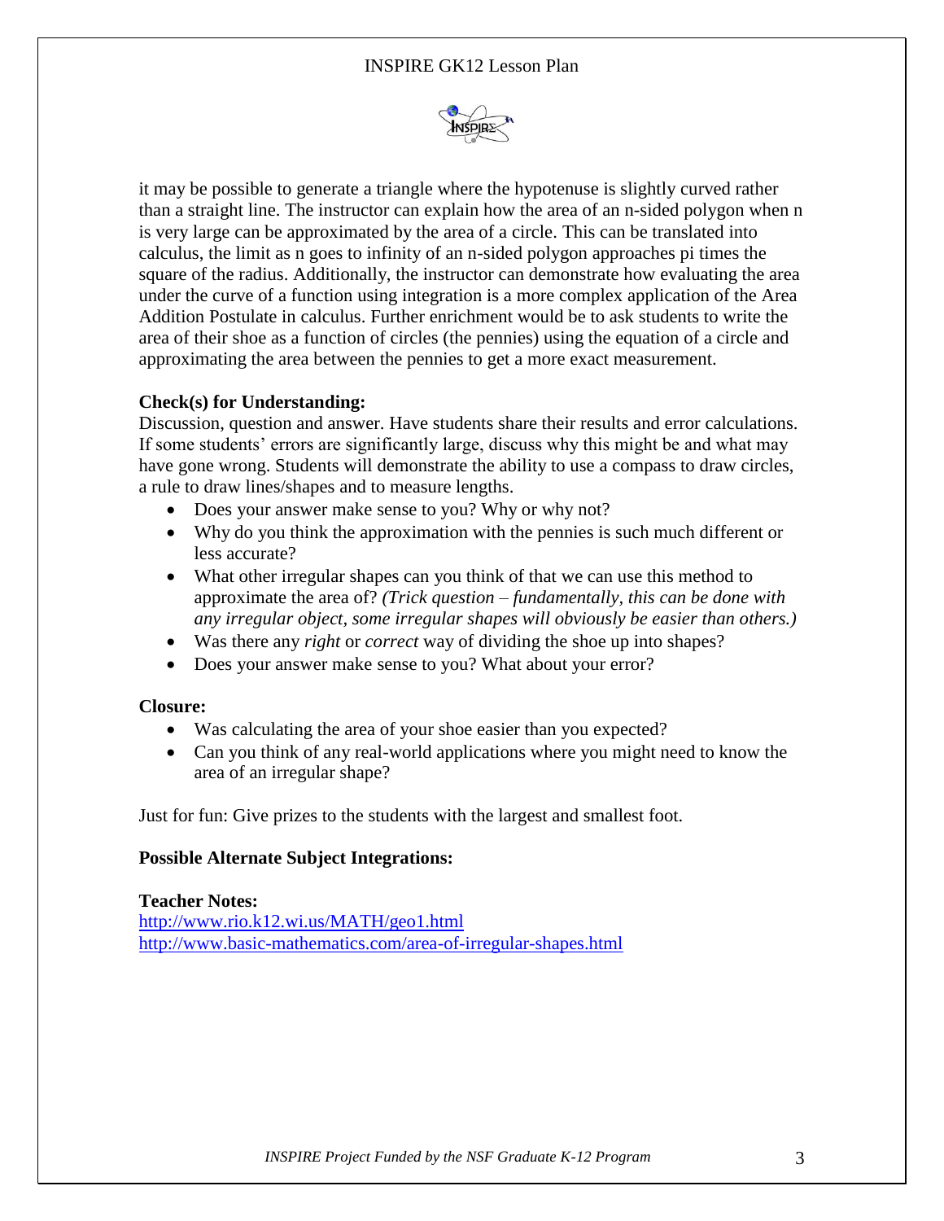it may be possible to generate a triangle where the hypotenuse is slightly curved rather than a straight line. The instructor can explain how the area of an n-sided polygon when n is very large can be approximated by the area of a circle. This can be translated into calculus, the limit as n goes to infinity of an n-sided polygon approaches pi times the square of the radius. Additionally, the instructor can demonstrate how evaluating the area under the curve of a function using integration is a more complex application of the Area Addition Postulate in calculus. Further enrichment would be to ask students to write the area of their shoe as a function of circles (the pennies) using the equation of a circle and approximating the area between the pennies to get a more exact measurement.

**Check(s) for Understanding:**

Discussion, question and answer. Have students share their results and error calculations. If some students' errors are significantly large, discuss why this might be and what may have gone wrong. Students will demonstrate the ability to use a compass to draw circles, a rule to draw lines/shapes and to measure lengths.

- Does your answer make sense to you? Why or why not?
- Why do you think the approximation with the pennies is such much different or less accurate?
- What other irregular shapes can you think of that we can use this method to approximate the area of? *(Trick question – fundamentally, this can be done with any irregular object, some irregular shapes will obviously be easier than others.)*
- Was there any *right* or *correct* way of dividing the shoe up into shapes?
- Does your answer make sense to you? What about your error?

**Closure:**

- Was calculating the area of your shoe easier than you expected?
- Can you think of any real-world applications where you might need to know the area of an irregular shape?

Just for fun: Give prizes to the students with the largest and smallest foot.

**Possible Alternate Subject Integrations:**

**Teacher Notes:**

http://www.rio.k12.wi.us/MATH/geo1.html
http://www.basic-mathematics.com/area-of-irregular-shapes.html